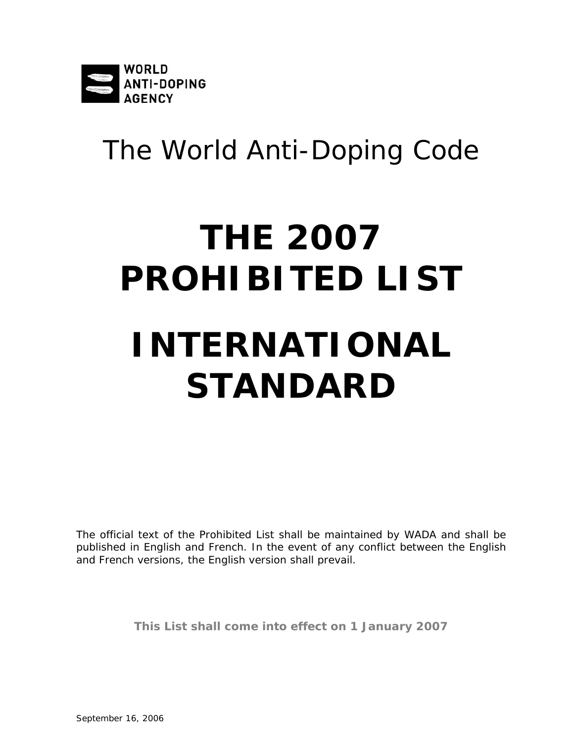WORLD
ANTI-DOPING
AGENCY

The World Anti-Doping Code

# THE 2007 PROHIBITED LIST

# INTERNATIONAL STANDARD

The official text of the Prohibited List shall be maintained by WADA and shall be published in English and French. In the event of any conflict between the English and French versions, the English version shall prevail.

**This List shall come into effect on 1 January 2007**

September 16, 2006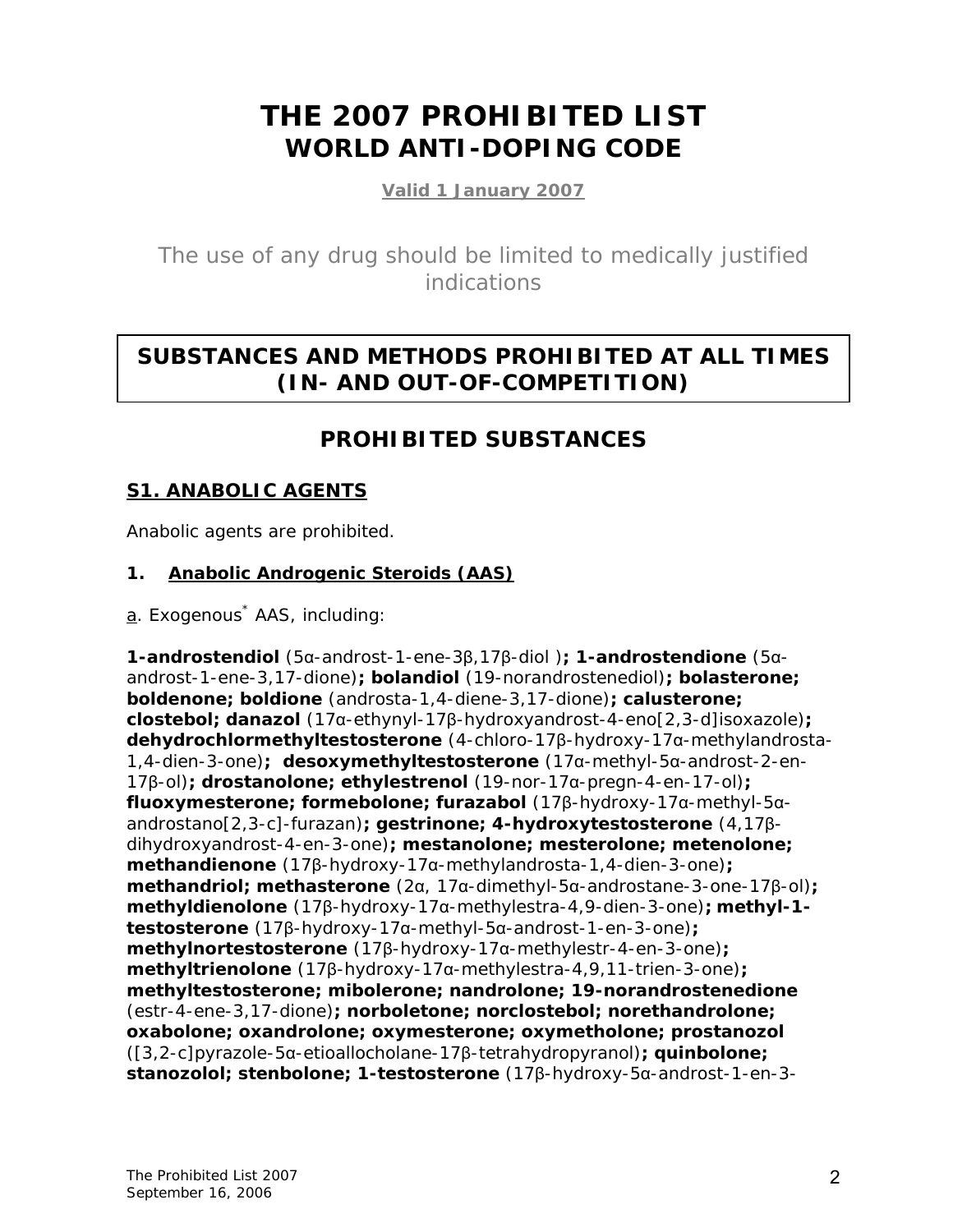# THE 2007 PROHIBITED LIST
## WORLD ANTI-DOPING CODE

**Valid 1 January 2007**

The use of any drug should be limited to medically justified indications

## SUBSTANCES AND METHODS PROHIBITED AT ALL TIMES (IN- AND OUT-OF-COMPETITION)

## PROHIBITED SUBSTANCES

### S1. ANABOLIC AGENTS

Anabolic agents are prohibited.

#### 1. Anabolic Androgenic Steroids (AAS)

a. Exogenous* AAS, including:

**1-androstendiol** (5α-androst-1-ene-3β,17β-diol )**; 1-androstendione** (5α-androst-1-ene-3,17-dione)**; bolandiol** (19-norandrostenediol)**; bolasterone; boldenone; boldione** (androsta-1,4-diene-3,17-dione)**; calusterone; clostebol; danazol** (17α-ethynyl-17β-hydroxyandrost-4-eno[2,3-d]isoxazole)**; dehydrochlormethyltestosterone** (4-chloro-17β-hydroxy-17α-methylandrosta-1,4-dien-3-one)**; desoxymethyltestosterone** (17α-methyl-5α-androst-2-en-17β-ol)**; drostanolone; ethylestrenol** (19-nor-17α-pregn-4-en-17-ol)**; fluoxymesterone; formebolone; furazabol** (17β-hydroxy-17α-methyl-5α-androstano[2,3-c]-furazan)**; gestrinone; 4-hydroxytestosterone** (4,17β-dihydroxyandrost-4-en-3-one)**; mestanolone; mesterolone; metenolone; methandienone** (17β-hydroxy-17α-methylandrosta-1,4-dien-3-one)**; methandriol; methasterone** (2α, 17α-dimethyl-5α-androstane-3-one-17β-ol)**; methyldienolone** (17β-hydroxy-17α-methylestra-4,9-dien-3-one)**; methyl-1-testosterone** (17β-hydroxy-17α-methyl-5α-androst-1-en-3-one)**; methylnortestosterone** (17β-hydroxy-17α-methylestr-4-en-3-one)**; methyltrienolone** (17β-hydroxy-17α-methylestra-4,9,11-trien-3-one)**; methyltestosterone; mibolerone; nandrolone; 19-norandrostenedione** (estr-4-ene-3,17-dione)**; norboletone; norclostebol; norethandrolone; oxabolone; oxandrolone; oxymesterone; oxymetholone; prostanozol** ([3,2-c]pyrazole-5α-etioallocholane-17β-tetrahydropyranol)**; quinbolone; stanozolol; stenbolone; 1-testosterone** (17β-hydroxy-5α-androst-1-en-3-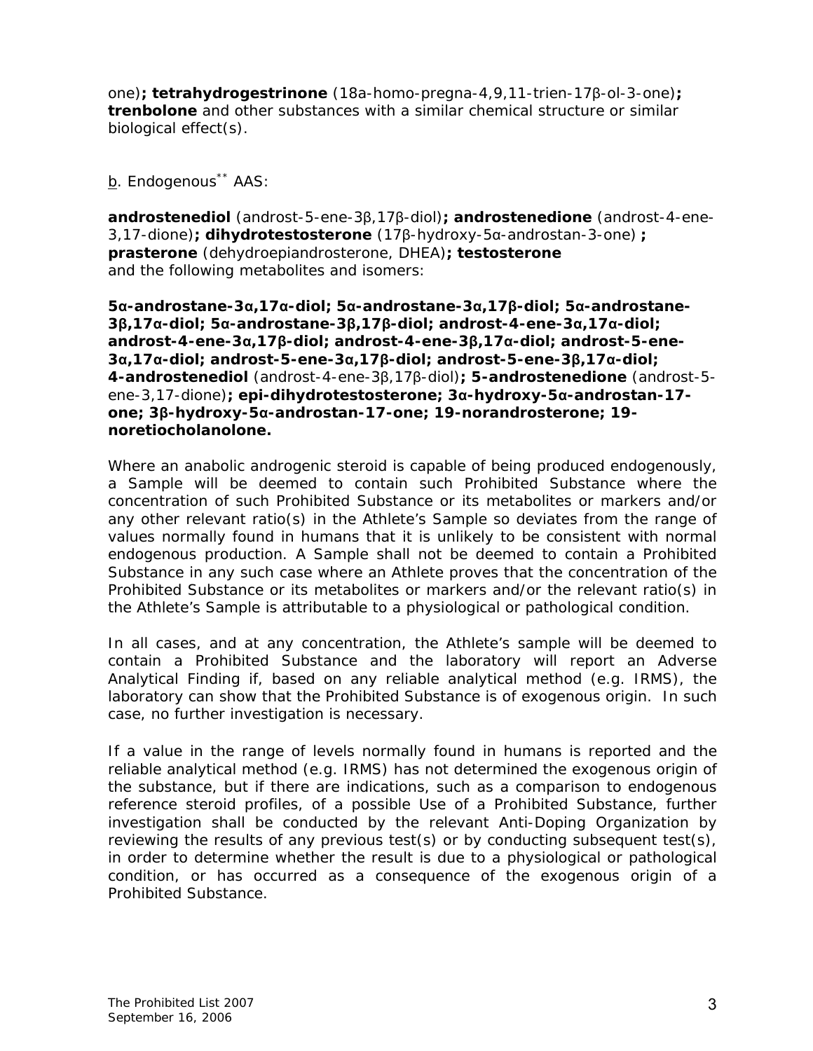one)**; tetrahydrogestrinone** (18a-homo-pregna-4,9,11-trien-17β-ol-3-one)**; trenbolone** and other substances with a similar chemical structure or similar biological effect(s).

b. Endogenous** AAS:

**androstenediol** (androst-5-ene-3β,17β-diol)**; androstenedione** (androst-4-ene-3,17-dione)**; dihydrotestosterone** (17β-hydroxy-5α-androstan-3-one) **; prasterone** (dehydroepiandrosterone, DHEA)**; testosterone** and the following metabolites and isomers:

**5α-androstane-3α,17α-diol; 5α-androstane-3α,17β-diol; 5α-androstane-3β,17α-diol; 5α-androstane-3β,17β-diol; androst-4-ene-3α,17α-diol; androst-4-ene-3α,17β-diol; androst-4-ene-3β,17α-diol; androst-5-ene-3α,17α-diol; androst-5-ene-3α,17β-diol; androst-5-ene-3β,17α-diol; 4-androstenediol** (androst-4-ene-3β,17β-diol)**; 5-androstenedione** (androst-5-ene-3,17-dione)**; epi-dihydrotestosterone; 3α-hydroxy-5α-androstan-17-one; 3β-hydroxy-5α-androstan-17-one; 19-norandrosterone; 19-noretiocholanolone.**

Where an anabolic androgenic steroid is capable of being produced endogenously, a Sample will be deemed to contain such Prohibited Substance where the concentration of such Prohibited Substance or its metabolites or markers and/or any other relevant ratio(s) in the Athlete's Sample so deviates from the range of values normally found in humans that it is unlikely to be consistent with normal endogenous production. A Sample shall not be deemed to contain a Prohibited Substance in any such case where an Athlete proves that the concentration of the Prohibited Substance or its metabolites or markers and/or the relevant ratio(s) in the Athlete's Sample is attributable to a physiological or pathological condition.

In all cases, and at any concentration, the Athlete's sample will be deemed to contain a Prohibited Substance and the laboratory will report an Adverse Analytical Finding if, based on any reliable analytical method (e.g. IRMS), the laboratory can show that the Prohibited Substance is of exogenous origin. In such case, no further investigation is necessary.

If a value in the range of levels normally found in humans is reported and the reliable analytical method (e.g. IRMS) has not determined the exogenous origin of the substance, but if there are indications, such as a comparison to endogenous reference steroid profiles, of a possible Use of a Prohibited Substance, further investigation shall be conducted by the relevant Anti-Doping Organization by reviewing the results of any previous test(s) or by conducting subsequent test(s), in order to determine whether the result is due to a physiological or pathological condition, or has occurred as a consequence of the exogenous origin of a Prohibited Substance.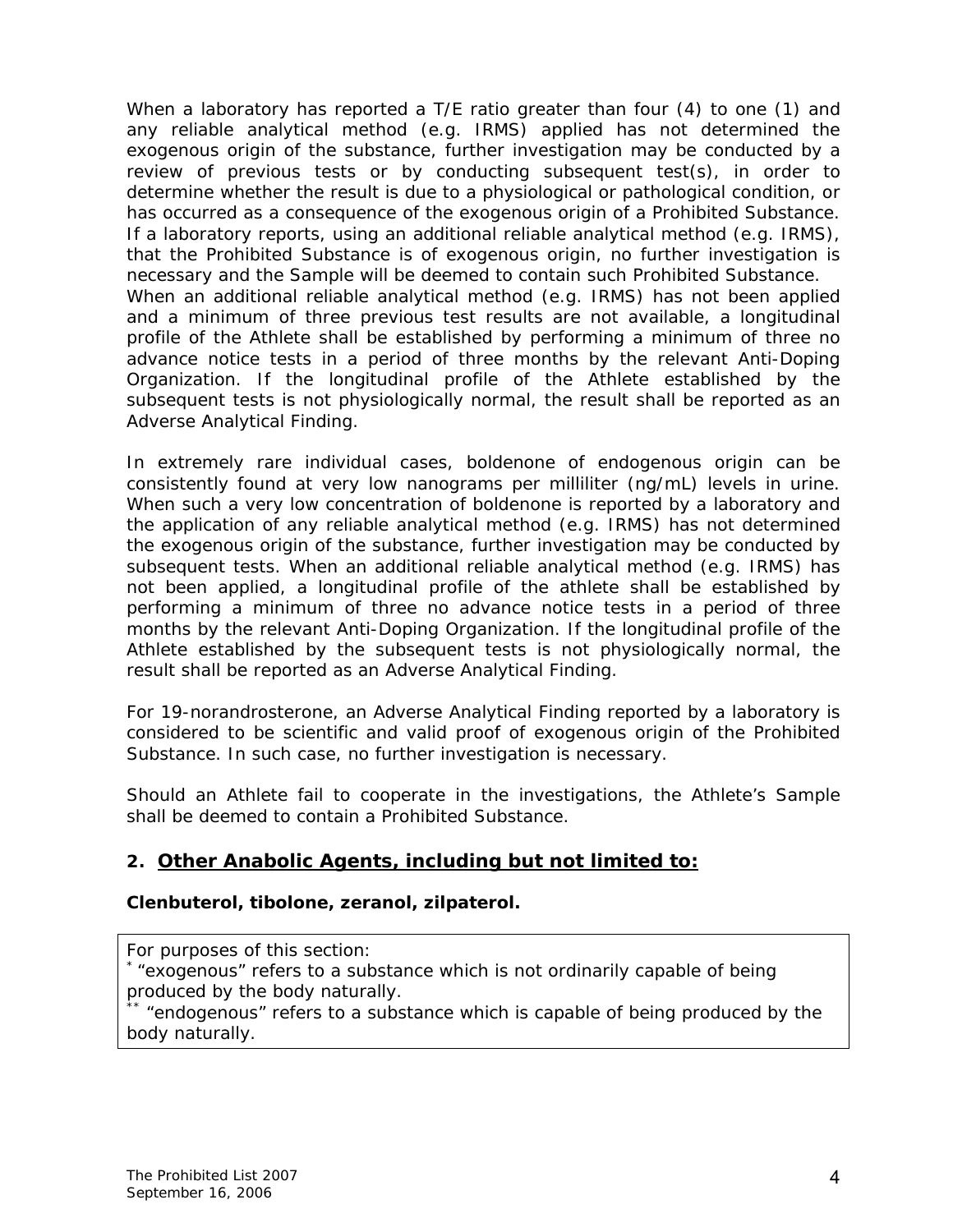When a laboratory has reported a T/E ratio greater than four (4) to one (1) and any reliable analytical method (e.g. IRMS) applied has not determined the exogenous origin of the substance, further investigation may be conducted by a review of previous tests or by conducting subsequent test(s), in order to determine whether the result is due to a physiological or pathological condition, or has occurred as a consequence of the exogenous origin of a Prohibited Substance. If a laboratory reports, using an additional reliable analytical method (e.g. IRMS), that the Prohibited Substance is of exogenous origin, no further investigation is necessary and the Sample will be deemed to contain such Prohibited Substance. When an additional reliable analytical method (e.g. IRMS) has not been applied and a minimum of three previous test results are not available, a longitudinal profile of the Athlete shall be established by performing a minimum of three no advance notice tests in a period of three months by the relevant Anti-Doping Organization. If the longitudinal profile of the Athlete established by the subsequent tests is not physiologically normal, the result shall be reported as an Adverse Analytical Finding.

In extremely rare individual cases, boldenone of endogenous origin can be consistently found at very low nanograms per milliliter (ng/mL) levels in urine. When such a very low concentration of boldenone is reported by a laboratory and the application of any reliable analytical method (e.g. IRMS) has not determined the exogenous origin of the substance, further investigation may be conducted by subsequent tests. When an additional reliable analytical method (e.g. IRMS) has not been applied, a longitudinal profile of the athlete shall be established by performing a minimum of three no advance notice tests in a period of three months by the relevant Anti-Doping Organization. If the longitudinal profile of the Athlete established by the subsequent tests is not physiologically normal, the result shall be reported as an Adverse Analytical Finding.

For 19-norandrosterone, an Adverse Analytical Finding reported by a laboratory is considered to be scientific and valid proof of exogenous origin of the Prohibited Substance. In such case, no further investigation is necessary.

Should an Athlete fail to cooperate in the investigations, the Athlete's Sample shall be deemed to contain a Prohibited Substance.

## 2. Other Anabolic Agents, including but not limited to:

**Clenbuterol, tibolone, zeranol, zilpaterol.**

For purposes of this section:
* "exogenous" refers to a substance which is not ordinarily capable of being produced by the body naturally.
** "endogenous" refers to a substance which is capable of being produced by the body naturally.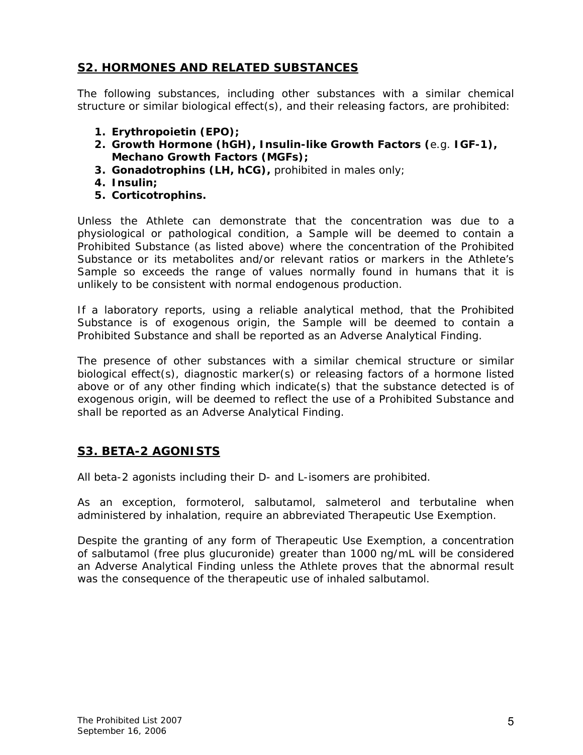## S2. HORMONES AND RELATED SUBSTANCES

The following substances, including other substances with a similar chemical structure or similar biological effect(s), and their releasing factors, are prohibited:

1. **Erythropoietin (EPO);**
2. **Growth Hormone (hGH), Insulin-like Growth Factors (**e.g. **IGF-1), Mechano Growth Factors (MGFs);**
3. **Gonadotrophins (LH, hCG),** prohibited in males only;
4. **Insulin;**
5. **Corticotrophins.**

Unless the Athlete can demonstrate that the concentration was due to a physiological or pathological condition, a Sample will be deemed to contain a Prohibited Substance (as listed above) where the concentration of the Prohibited Substance or its metabolites and/or relevant ratios or markers in the Athlete's Sample so exceeds the range of values normally found in humans that it is unlikely to be consistent with normal endogenous production.

If a laboratory reports, using a reliable analytical method, that the Prohibited Substance is of exogenous origin, the Sample will be deemed to contain a Prohibited Substance and shall be reported as an Adverse Analytical Finding.

The presence of other substances with a similar chemical structure or similar biological effect(s), diagnostic marker(s) or releasing factors of a hormone listed above or of any other finding which indicate(s) that the substance detected is of exogenous origin, will be deemed to reflect the use of a Prohibited Substance and shall be reported as an Adverse Analytical Finding.

## S3. BETA-2 AGONISTS

All beta-2 agonists including their D- and L-isomers are prohibited.

As an exception, formoterol, salbutamol, salmeterol and terbutaline when administered by inhalation, require an abbreviated Therapeutic Use Exemption.

Despite the granting of any form of Therapeutic Use Exemption, a concentration of salbutamol (free plus glucuronide) greater than 1000 ng/mL will be considered an Adverse Analytical Finding unless the Athlete proves that the abnormal result was the consequence of the therapeutic use of inhaled salbutamol.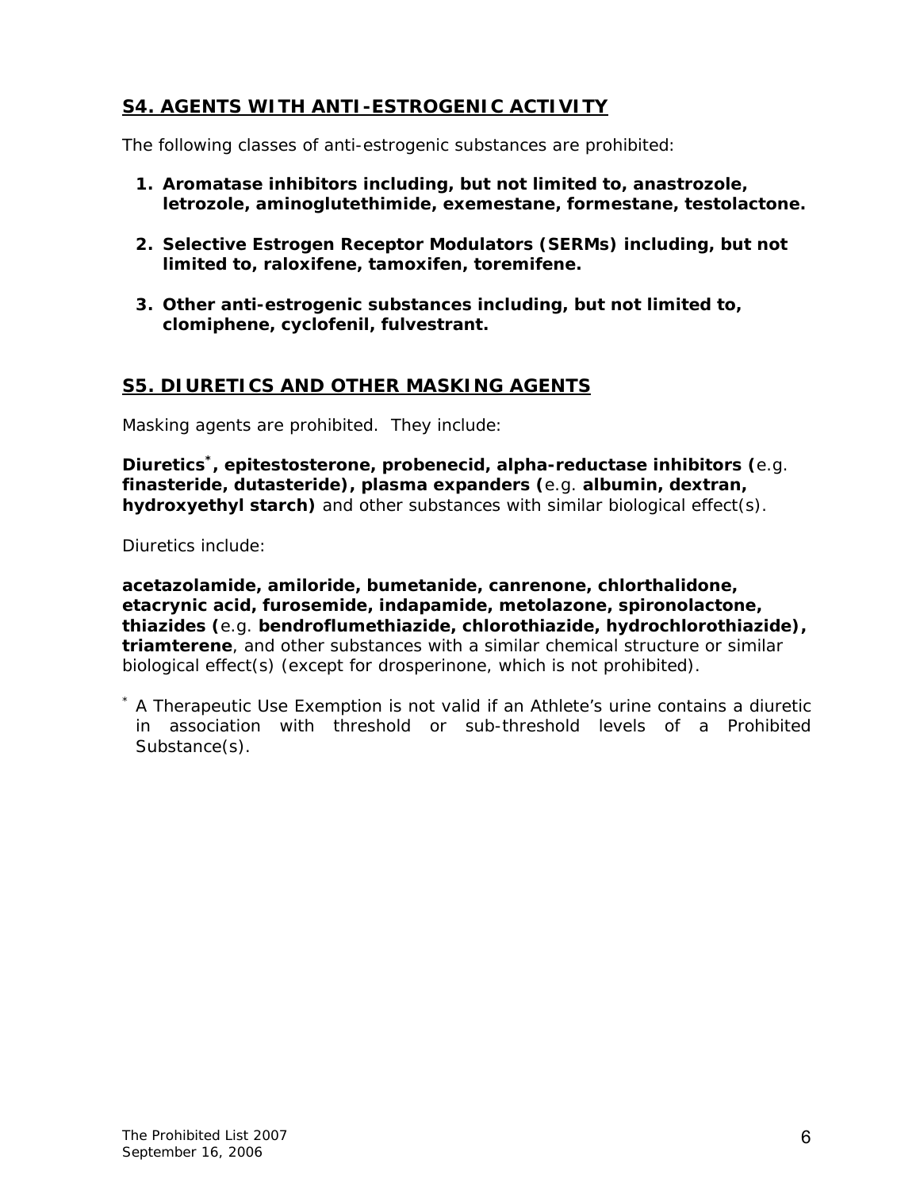## S4. AGENTS WITH ANTI-ESTROGENIC ACTIVITY

The following classes of anti-estrogenic substances are prohibited:

1. **Aromatase inhibitors including, but not limited to, anastrozole, letrozole, aminoglutethimide, exemestane, formestane, testolactone.**

2. **Selective Estrogen Receptor Modulators (SERMs) including, but not limited to, raloxifene, tamoxifen, toremifene.**

3. **Other anti-estrogenic substances including, but not limited to, clomiphene, cyclofenil, fulvestrant.**

## S5. DIURETICS AND OTHER MASKING AGENTS

Masking agents are prohibited. They include:

**Diuretics**[*]**, epitestosterone, probenecid, alpha-reductase inhibitors (**e.g. **finasteride, dutasteride), plasma expanders (**e.g. **albumin, dextran, hydroxyethyl starch)** and other substances with similar biological effect(s).

Diuretics include:

**acetazolamide, amiloride, bumetanide, canrenone, chlorthalidone, etacrynic acid, furosemide, indapamide, metolazone, spironolactone, thiazides (**e.g. **bendroflumethiazide, chlorothiazide, hydrochlorothiazide), triamterene**, and other substances with a similar chemical structure or similar biological effect(s) (except for drosperinone, which is not prohibited).

[*] A Therapeutic Use Exemption is not valid if an Athlete's urine contains a diuretic in association with threshold or sub-threshold levels of a Prohibited Substance(s).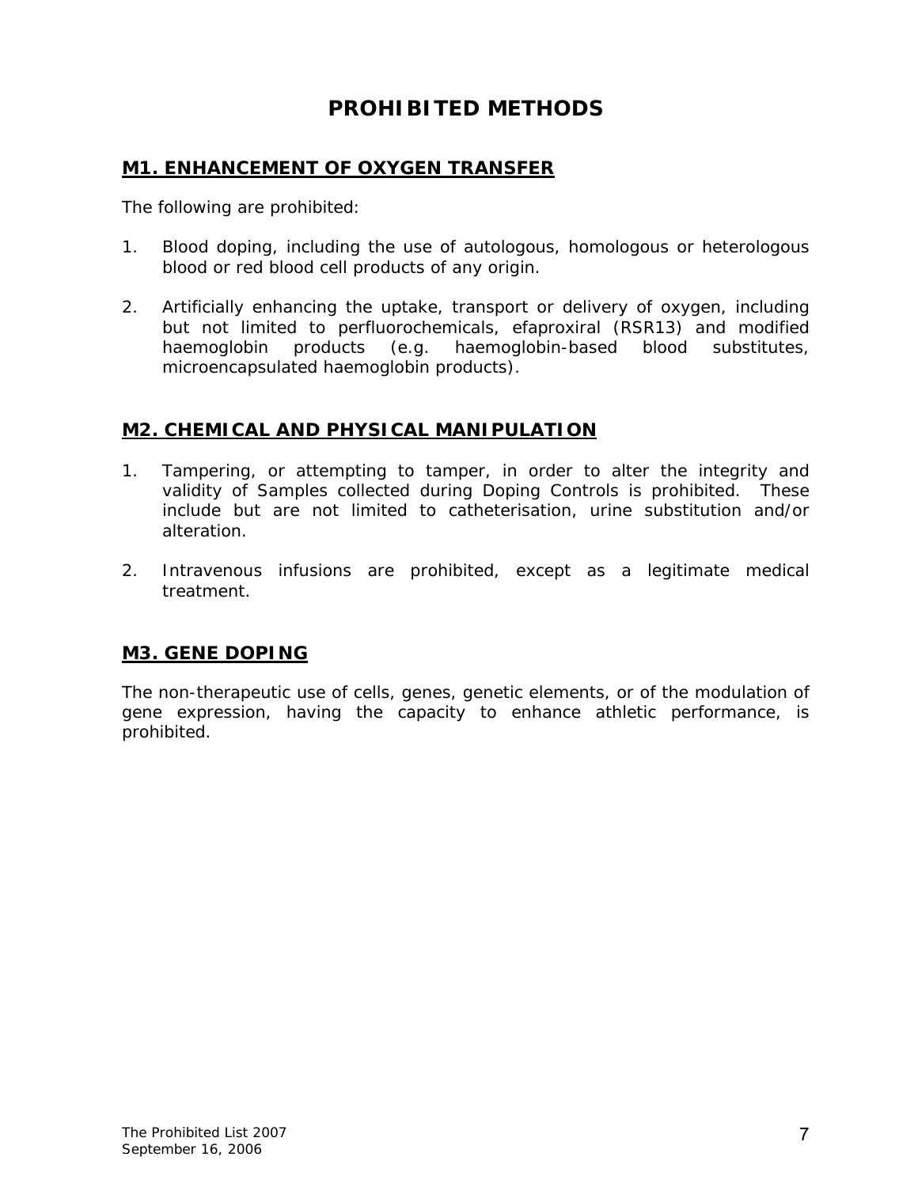# PROHIBITED METHODS

## M1. ENHANCEMENT OF OXYGEN TRANSFER

The following are prohibited:

1. Blood doping, including the use of autologous, homologous or heterologous blood or red blood cell products of any origin.

2. Artificially enhancing the uptake, transport or delivery of oxygen, including but not limited to perfluorochemicals, efaproxiral (RSR13) and modified haemoglobin products (e.g. haemoglobin-based blood substitutes, microencapsulated haemoglobin products).

## M2. CHEMICAL AND PHYSICAL MANIPULATION

1. Tampering, or attempting to tamper, in order to alter the integrity and validity of Samples collected during Doping Controls is prohibited. These include but are not limited to catheterisation, urine substitution and/or alteration.

2. Intravenous infusions are prohibited, except as a legitimate medical treatment.

## M3. GENE DOPING

The non-therapeutic use of cells, genes, genetic elements, or of the modulation of gene expression, having the capacity to enhance athletic performance, is prohibited.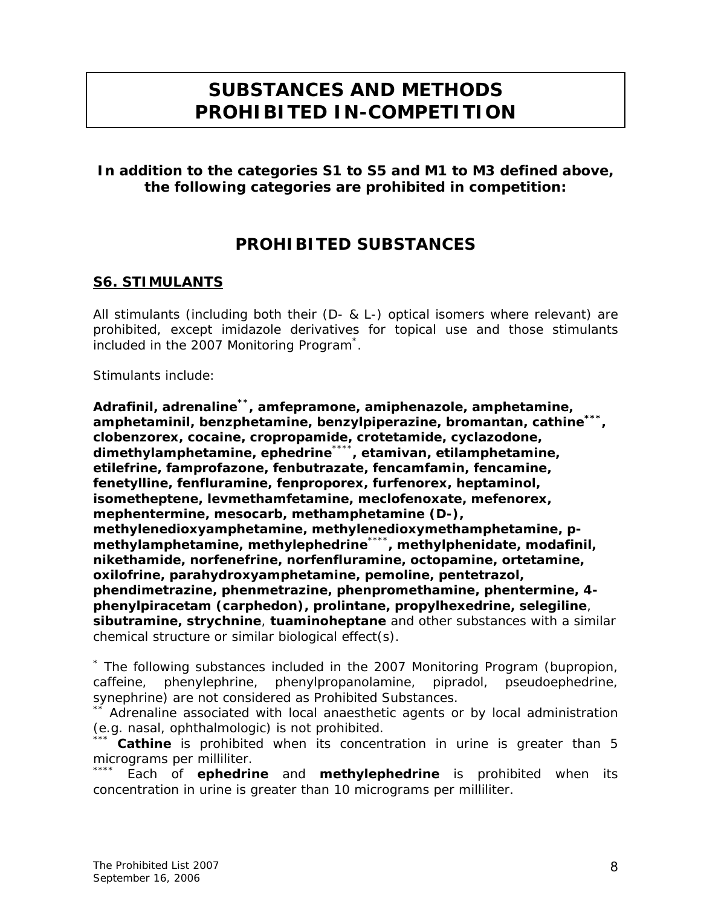# SUBSTANCES AND METHODS PROHIBITED IN-COMPETITION

**In addition to the categories S1 to S5 and M1 to M3 defined above, the following categories are prohibited in competition:**

## PROHIBITED SUBSTANCES

### S6. STIMULANTS

All stimulants (including both their (D- & L-) optical isomers where relevant) are prohibited, except imidazole derivatives for topical use and those stimulants included in the 2007 Monitoring Program*.

Stimulants include:

**Adrafinil, adrenaline**\*\***, amfepramone, amiphenazole, amphetamine, amphetaminil, benzphetamine, benzylpiperazine, bromantan, cathine**\*\*\***, clobenzorex, cocaine, cropropamide, crotetamide, cyclazodone, dimethylamphetamine, ephedrine**\*\*\*\***, etamivan, etilamphetamine, etilefrine, famprofazone, fenbutrazate, fencamfamin, fencamine, fenetylline, fenfluramine, fenproporex, furfenorex, heptaminol, isometheptene, levmethamfetamine, meclofenoxate, mefenorex, mephentermine, mesocarb, methamphetamine (D-), methylenedioxyamphetamine, methylenedioxymethamphetamine, p-methylamphetamine, methylephedrine**\*\*\*\***, methylphenidate, modafinil, nikethamide, norfenefrine, norfenfluramine, octopamine, ortetamine, oxilofrine, parahydroxyamphetamine, pemoline, pentetrazol, phendimetrazine, phenmetrazine, phenpromethamine, phentermine, 4-phenylpiracetam (carphedon), prolintane, propylhexedrine, selegiline**, **sibutramine, strychnine**, **tuaminoheptane** and other substances with a similar chemical structure or similar biological effect(s).

\* The following substances included in the 2007 Monitoring Program (bupropion, caffeine, phenylephrine, phenylpropanolamine, pipradol, pseudoephedrine, synephrine) are not considered as Prohibited Substances.

\*\* Adrenaline associated with local anaesthetic agents or by local administration (e.g. nasal, ophthalmologic) is not prohibited.

\*\*\* **Cathine** is prohibited when its concentration in urine is greater than 5 micrograms per milliliter.

\*\*\*\* Each of **ephedrine** and **methylephedrine** is prohibited when its concentration in urine is greater than 10 micrograms per milliliter.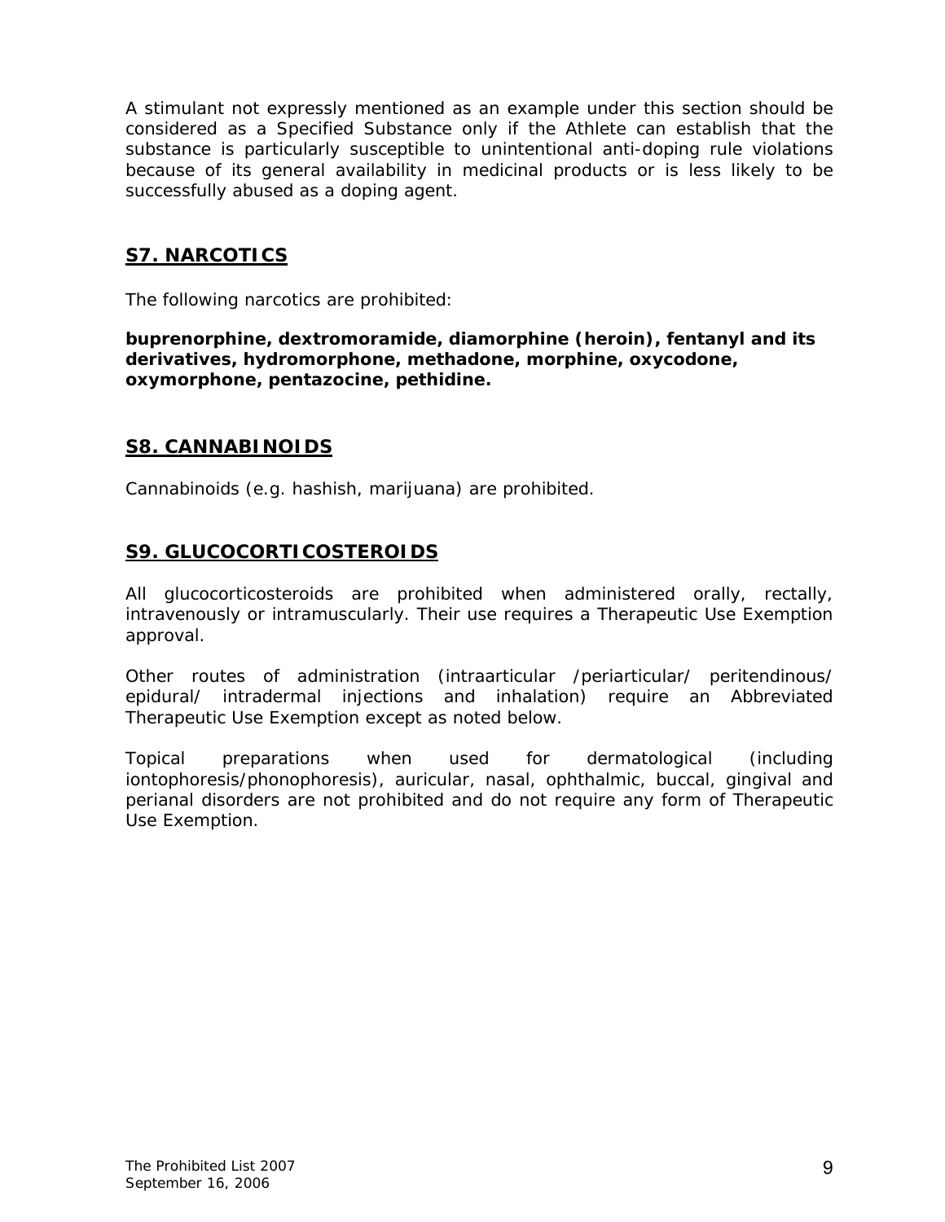A stimulant not expressly mentioned as an example under this section should be considered as a Specified Substance only if the Athlete can establish that the substance is particularly susceptible to unintentional anti-doping rule violations because of its general availability in medicinal products or is less likely to be successfully abused as a doping agent.

## S7. NARCOTICS

The following narcotics are prohibited:

**buprenorphine, dextromoramide, diamorphine (heroin), fentanyl and its derivatives, hydromorphone, methadone, morphine, oxycodone, oxymorphone, pentazocine, pethidine.**

## S8. CANNABINOIDS

Cannabinoids (e.g. hashish, marijuana) are prohibited.

## S9. GLUCOCORTICOSTEROIDS

All glucocorticosteroids are prohibited when administered orally, rectally, intravenously or intramuscularly. Their use requires a Therapeutic Use Exemption approval.

Other routes of administration (intraarticular /periarticular/ peritendinous/ epidural/ intradermal injections and inhalation) require an Abbreviated Therapeutic Use Exemption except as noted below.

Topical preparations when used for dermatological (including iontophoresis/phonophoresis), auricular, nasal, ophthalmic, buccal, gingival and perianal disorders are not prohibited and do not require any form of Therapeutic Use Exemption.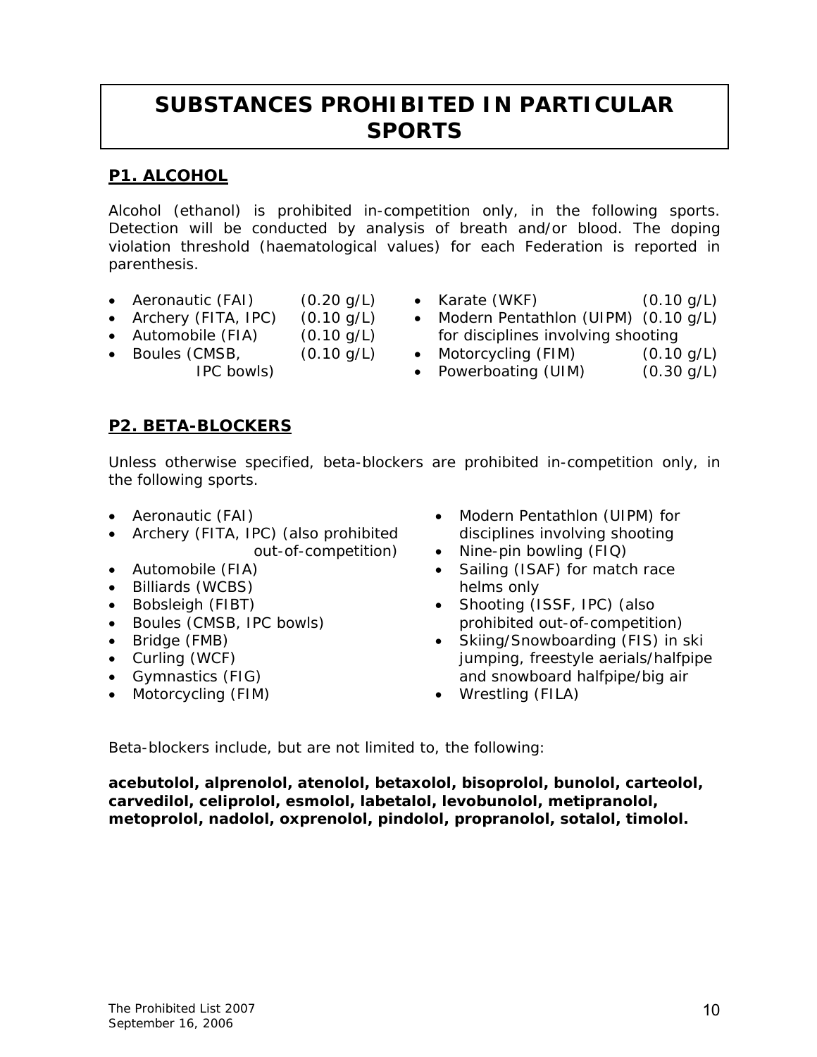# SUBSTANCES PROHIBITED IN PARTICULAR SPORTS

## P1. ALCOHOL

Alcohol (ethanol) is prohibited in-competition only, in the following sports. Detection will be conducted by analysis of breath and/or blood. The doping violation threshold (haematological values) for each Federation is reported in parenthesis.

- Aeronautic (FAI) (0.20 g/L)
- Archery (FITA, IPC) (0.10 g/L)
- Automobile (FIA) (0.10 g/L)
- Boules (CMSB, IPC bowls) (0.10 g/L)
- Karate (WKF) (0.10 g/L)
- Modern Pentathlon (UIPM) (0.10 g/L) for disciplines involving shooting
- Motorcycling (FIM) (0.10 g/L)
- Powerboating (UIM) (0.30 g/L)

## P2. BETA-BLOCKERS

Unless otherwise specified, beta-blockers are prohibited in-competition only, in the following sports.

- Aeronautic (FAI)
- Archery (FITA, IPC) (also prohibited out-of-competition)
- Automobile (FIA)
- Billiards (WCBS)
- Bobsleigh (FIBT)
- Boules (CMSB, IPC bowls)
- Bridge (FMB)
- Curling (WCF)
- Gymnastics (FIG)
- Motorcycling (FIM)
- Modern Pentathlon (UIPM) for disciplines involving shooting
- Nine-pin bowling (FIQ)
- Sailing (ISAF) for match race helms only
- Shooting (ISSF, IPC) (also prohibited out-of-competition)
- Skiing/Snowboarding (FIS) in ski jumping, freestyle aerials/halfpipe and snowboard halfpipe/big air
- Wrestling (FILA)

Beta-blockers include, but are not limited to, the following:

**acebutolol, alprenolol, atenolol, betaxolol, bisoprolol, bunolol, carteolol, carvedilol, celiprolol, esmolol, labetalol, levobunolol, metipranolol, metoprolol, nadolol, oxprenolol, pindolol, propranolol, sotalol, timolol.**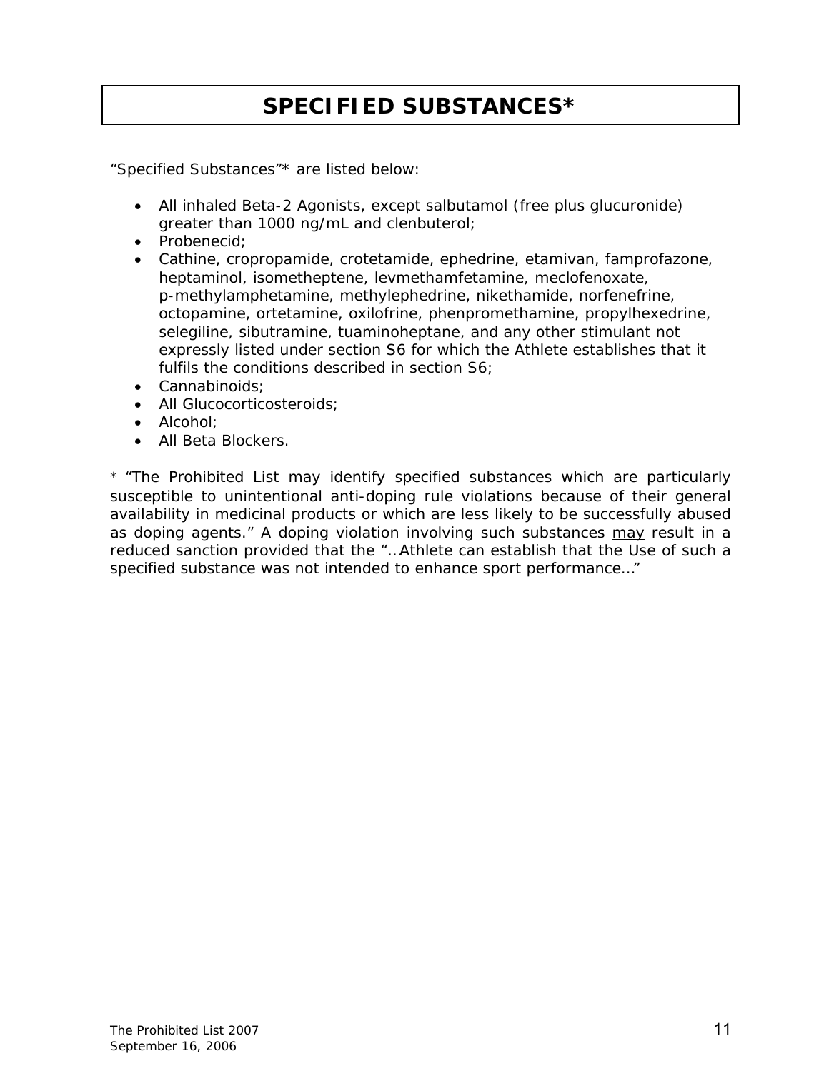# SPECIFIED SUBSTANCES*

"Specified Substances"* are listed below:

- All inhaled Beta-2 Agonists, except salbutamol (free plus glucuronide) greater than 1000 ng/mL and clenbuterol;
- Probenecid;
- Cathine, cropropamide, crotetamide, ephedrine, etamivan, famprofazone, heptaminol, isometheptene, levmethamfetamine, meclofenoxate, p-methylamphetamine, methylephedrine, nikethamide, norfenefrine, octopamine, ortetamine, oxilofrine, phenpromethamine, propylhexedrine, selegiline, sibutramine, tuaminoheptane, and any other stimulant not expressly listed under section S6 for which the Athlete establishes that it fulfils the conditions described in section S6;
- Cannabinoids;
- All Glucocorticosteroids;
- Alcohol;
- All Beta Blockers.

* "The Prohibited List may identify specified substances which are particularly susceptible to unintentional anti-doping rule violations because of their general availability in medicinal products or which are less likely to be successfully abused as doping agents." A doping violation involving such substances <u>may</u> result in a reduced sanction provided that the "…Athlete can establish that the Use of such a specified substance was not intended to enhance sport performance…"